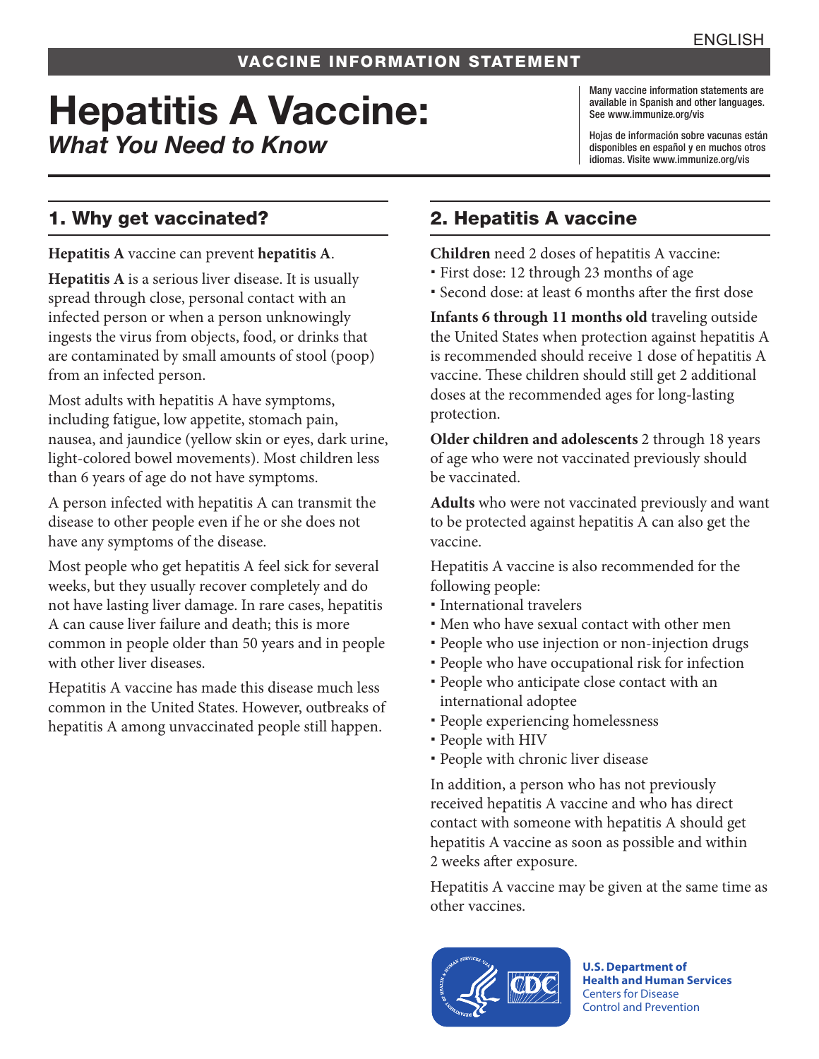ENGLISH

VACCINE INFORMATION STATEMENT

# Hepatitis A Vaccine:
## *What You Need to Know*

Many vaccine information statements are available in Spanish and other languages. See www.immunize.org/vis

Hojas de información sobre vacunas están disponibles en español y en muchos otros idiomas. Visite www.immunize.org/vis

## 1. Why get vaccinated?

**Hepatitis A** vaccine can prevent **hepatitis A**.

**Hepatitis A** is a serious liver disease. It is usually spread through close, personal contact with an infected person or when a person unknowingly ingests the virus from objects, food, or drinks that are contaminated by small amounts of stool (poop) from an infected person.

Most adults with hepatitis A have symptoms, including fatigue, low appetite, stomach pain, nausea, and jaundice (yellow skin or eyes, dark urine, light-colored bowel movements). Most children less than 6 years of age do not have symptoms.

A person infected with hepatitis A can transmit the disease to other people even if he or she does not have any symptoms of the disease.

Most people who get hepatitis A feel sick for several weeks, but they usually recover completely and do not have lasting liver damage. In rare cases, hepatitis A can cause liver failure and death; this is more common in people older than 50 years and in people with other liver diseases.

Hepatitis A vaccine has made this disease much less common in the United States. However, outbreaks of hepatitis A among unvaccinated people still happen.

## 2. Hepatitis A vaccine

**Children** need 2 doses of hepatitis A vaccine:

- First dose: 12 through 23 months of age
- Second dose: at least 6 months after the first dose

**Infants 6 through 11 months old** traveling outside the United States when protection against hepatitis A is recommended should receive 1 dose of hepatitis A vaccine. These children should still get 2 additional doses at the recommended ages for long-lasting protection.

**Older children and adolescents** 2 through 18 years of age who were not vaccinated previously should be vaccinated.

**Adults** who were not vaccinated previously and want to be protected against hepatitis A can also get the vaccine.

Hepatitis A vaccine is also recommended for the following people:

- International travelers
- Men who have sexual contact with other men
- People who use injection or non-injection drugs
- People who have occupational risk for infection
- People who anticipate close contact with an international adoptee
- People experiencing homelessness
- People with HIV
- People with chronic liver disease

In addition, a person who has not previously received hepatitis A vaccine and who has direct contact with someone with hepatitis A should get hepatitis A vaccine as soon as possible and within 2 weeks after exposure.

Hepatitis A vaccine may be given at the same time as other vaccines.

**U.S. Department of Health and Human Services**
Centers for Disease Control and Prevention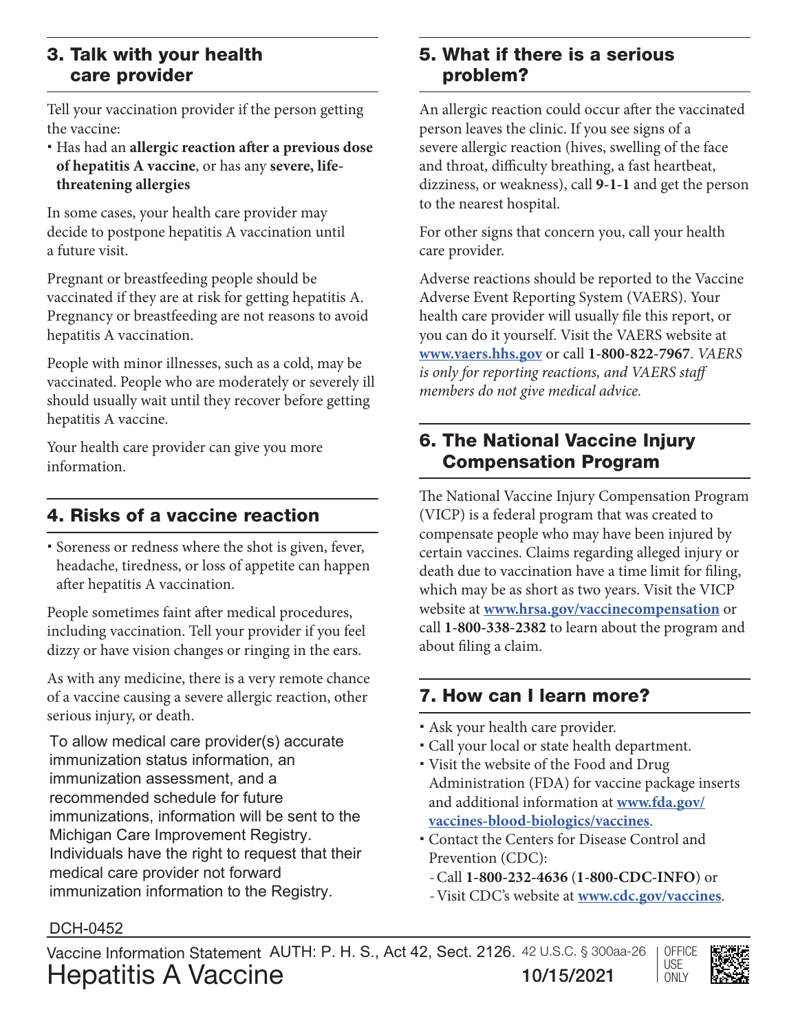## 3. Talk with your health care provider

Tell your vaccination provider if the person getting the vaccine:

- Has had an **allergic reaction after a previous dose of hepatitis A vaccine**, or has any **severe, life-threatening allergies**

In some cases, your health care provider may decide to postpone hepatitis A vaccination until a future visit.

Pregnant or breastfeeding people should be vaccinated if they are at risk for getting hepatitis A. Pregnancy or breastfeeding are not reasons to avoid hepatitis A vaccination.

People with minor illnesses, such as a cold, may be vaccinated. People who are moderately or severely ill should usually wait until they recover before getting hepatitis A vaccine.

Your health care provider can give you more information.

## 4. Risks of a vaccine reaction

- Soreness or redness where the shot is given, fever, headache, tiredness, or loss of appetite can happen after hepatitis A vaccination.

People sometimes faint after medical procedures, including vaccination. Tell your provider if you feel dizzy or have vision changes or ringing in the ears.

As with any medicine, there is a very remote chance of a vaccine causing a severe allergic reaction, other serious injury, or death.

To allow medical care provider(s) accurate immunization status information, an immunization assessment, and a recommended schedule for future immunizations, information will be sent to the Michigan Care Improvement Registry. Individuals have the right to request that their medical care provider not forward immunization information to the Registry.

## 5. What if there is a serious problem?

An allergic reaction could occur after the vaccinated person leaves the clinic. If you see signs of a severe allergic reaction (hives, swelling of the face and throat, difficulty breathing, a fast heartbeat, dizziness, or weakness), call **9-1-1** and get the person to the nearest hospital.

For other signs that concern you, call your health care provider.

Adverse reactions should be reported to the Vaccine Adverse Event Reporting System (VAERS). Your health care provider will usually file this report, or you can do it yourself. Visit the VAERS website at **www.vaers.hhs.gov** or call **1-800-822-7967**. *VAERS is only for reporting reactions, and VAERS staff members do not give medical advice.*

## 6. The National Vaccine Injury Compensation Program

The National Vaccine Injury Compensation Program (VICP) is a federal program that was created to compensate people who may have been injured by certain vaccines. Claims regarding alleged injury or death due to vaccination have a time limit for filing, which may be as short as two years. Visit the VICP website at **www.hrsa.gov/vaccinecompensation** or call **1-800-338-2382** to learn about the program and about filing a claim.

## 7. How can I learn more?

- Ask your health care provider.
- Call your local or state health department.
- Visit the website of the Food and Drug Administration (FDA) for vaccine package inserts and additional information at **www.fda.gov/vaccines-blood-biologics/vaccines**.
- Contact the Centers for Disease Control and Prevention (CDC):
  - Call **1-800-232-4636** (**1-800-CDC-INFO**) or
  - Visit CDC's website at **www.cdc.gov/vaccines**.

DCH-0452

Vaccine Information Statement AUTH: P. H. S., Act 42, Sect. 2126. 42 U.S.C. § 300aa-26

Hepatitis A Vaccine **10/15/2021**

OFFICE USE ONLY